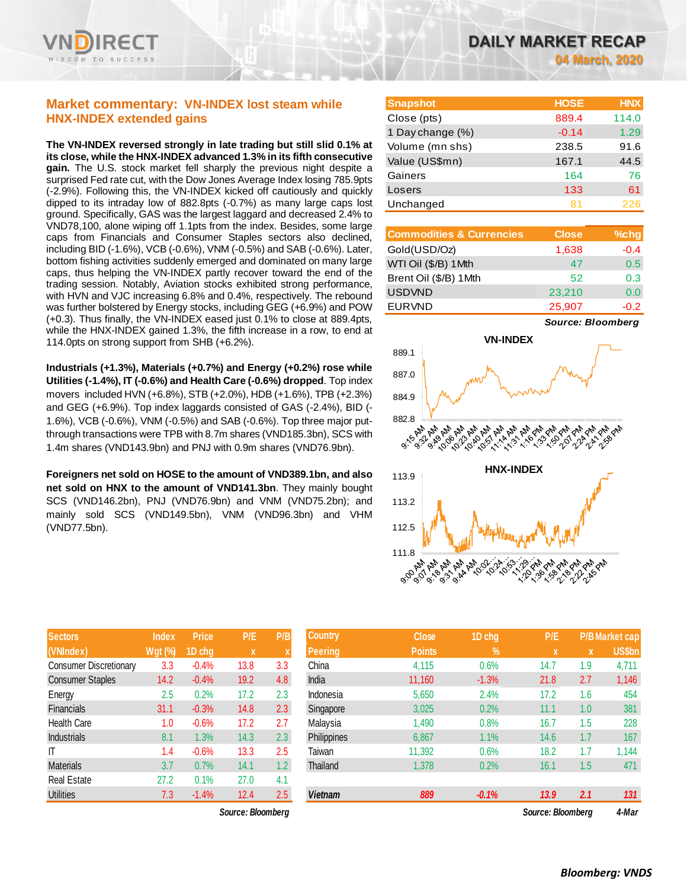# DAILY MARKET RECAP

**04 March, 2020**

## Market commentary: VN-INDEX lost steam while HNX-INDEX extended gains

**The VN-INDEX reversed strongly in late trading but still slid 0.1% at its close, while the HNX-INDEX advanced 1.3% in its fifth consecutive gain.** The U.S. stock market fell sharply the previous night despite a surprised Fed rate cut, with the Dow Jones Average Index losing 785.9pts (-2.9%). Following this, the VN-INDEX kicked off cautiously and quickly dipped to its intraday low of 882.8pts (-0.7%) as many large caps lost ground. Specifically, GAS was the largest laggard and decreased 2.4% to VND78,100, alone wiping off 1.1pts from the index. Besides, some large caps from Financials and Consumer Staples sectors also declined, including BID (-1.6%), VCB (-0.6%), VNM (-0.5%) and SAB (-0.6%). Later, bottom fishing activities suddenly emerged and dominated on many large caps, thus helping the VN-INDEX partly recover toward the end of the trading session. Notably, Aviation stocks exhibited strong performance, with HVN and VJC increasing 6.8% and 0.4%, respectively. The rebound was further bolstered by Energy stocks, including GEG (+6.9%) and POW (+0.3). Thus finally, the VN-INDEX eased just 0.1% to close at 889.4pts, while the HNX-INDEX gained 1.3%, the fifth increase in a row, to end at 114.0pts on strong support from SHB (+6.2%).

**Industrials (+1.3%), Materials (+0.7%) and Energy (+0.2%) rose while Utilities (-1.4%), IT (-0.6%) and Health Care (-0.6%) dropped**. Top index movers included HVN (+6.8%), STB (+2.0%), HDB (+1.6%), TPB (+2.3%) and GEG (+6.9%). Top index laggards consisted of GAS (-2.4%), BID (-1.6%), VCB (-0.6%), VNM (-0.5%) and SAB (-0.6%). Top three major put-through transactions were TPB with 8.7m shares (VND185.3bn), SCS with 1.4m shares (VND143.9bn) and PNJ with 0.9m shares (VND76.9bn).

**Foreigners net sold on HOSE to the amount of VND389.1bn, and also net sold on HNX to the amount of VND141.3bn**. They mainly bought SCS (VND146.2bn), PNJ (VND76.9bn) and VNM (VND75.2bn); and mainly sold SCS (VND149.5bn), VNM (VND96.3bn) and VHM (VND77.5bn).

| Snapshot | HOSE | HNX |
|---|---|---|
| Close (pts) | 889.4 | 114.0 |
| 1 Day change (%) | -0.14 | 1.29 |
| Volume (mn shs) | 238.5 | 91.6 |
| Value (US$mn) | 167.1 | 44.5 |
| Gainers | 164 | 76 |
| Losers | 133 | 61 |
| Unchanged | 81 | 226 |

| Commodities & Currencies | Close | %chg |
|---|---|---|
| Gold(USD/Oz) | 1,638 | -0.4 |
| WTI Oil ($/B) 1Mth | 47 | 0.5 |
| Brent Oil ($/B) 1Mth | 52 | 0.3 |
| USDVND | 23,210 | 0.0 |
| EURVND | 25,907 | -0.2 |

*Source: Bloomberg*

| Sectors (VNIndex) | Index Wgt (%) | Price 1D chg | P/E x | P/B x |
|---|---|---|---|---|
| Consumer Discretionary | 3.3 | -0.4% | 13.8 | 3.3 |
| Consumer Staples | 14.2 | -0.4% | 19.2 | 4.8 |
| Energy | 2.5 | 0.2% | 17.2 | 2.3 |
| Financials | 31.1 | -0.3% | 14.8 | 2.3 |
| Health Care | 1.0 | -0.6% | 17.2 | 2.7 |
| Industrials | 8.1 | 1.3% | 14.3 | 2.3 |
| IT | 1.4 | -0.6% | 13.3 | 2.5 |
| Materials | 3.7 | 0.7% | 14.1 | 1.2 |
| Real Estate | 27.2 | 0.1% | 27.0 | 4.1 |
| Utilities | 7.3 | -1.4% | 12.4 | 2.5 |

*Source: Bloomberg*

| Country Peering | Close Points | 1D chg % | P/E x | P/B x | Market cap US$bn |
|---|---|---|---|---|---|
| China | 4,115 | 0.6% | 14.7 | 1.9 | 4,711 |
| India | 11,160 | -1.3% | 21.8 | 2.7 | 1,146 |
| Indonesia | 5,650 | 2.4% | 17.2 | 1.6 | 454 |
| Singapore | 3,025 | 0.2% | 11.1 | 1.0 | 381 |
| Malaysia | 1,490 | 0.8% | 16.7 | 1.5 | 228 |
| Philippines | 6,867 | 1.1% | 14.6 | 1.7 | 167 |
| Taiwan | 11,392 | 0.6% | 18.2 | 1.7 | 1,144 |
| Thailand | 1,378 | 0.2% | 16.1 | 1.5 | 471 |
| **Vietnam** | **889** | **-0.1%** | **13.9** | **2.1** | **131** |

*Source: Bloomberg* 4-Mar

**Bloomberg: VNDS**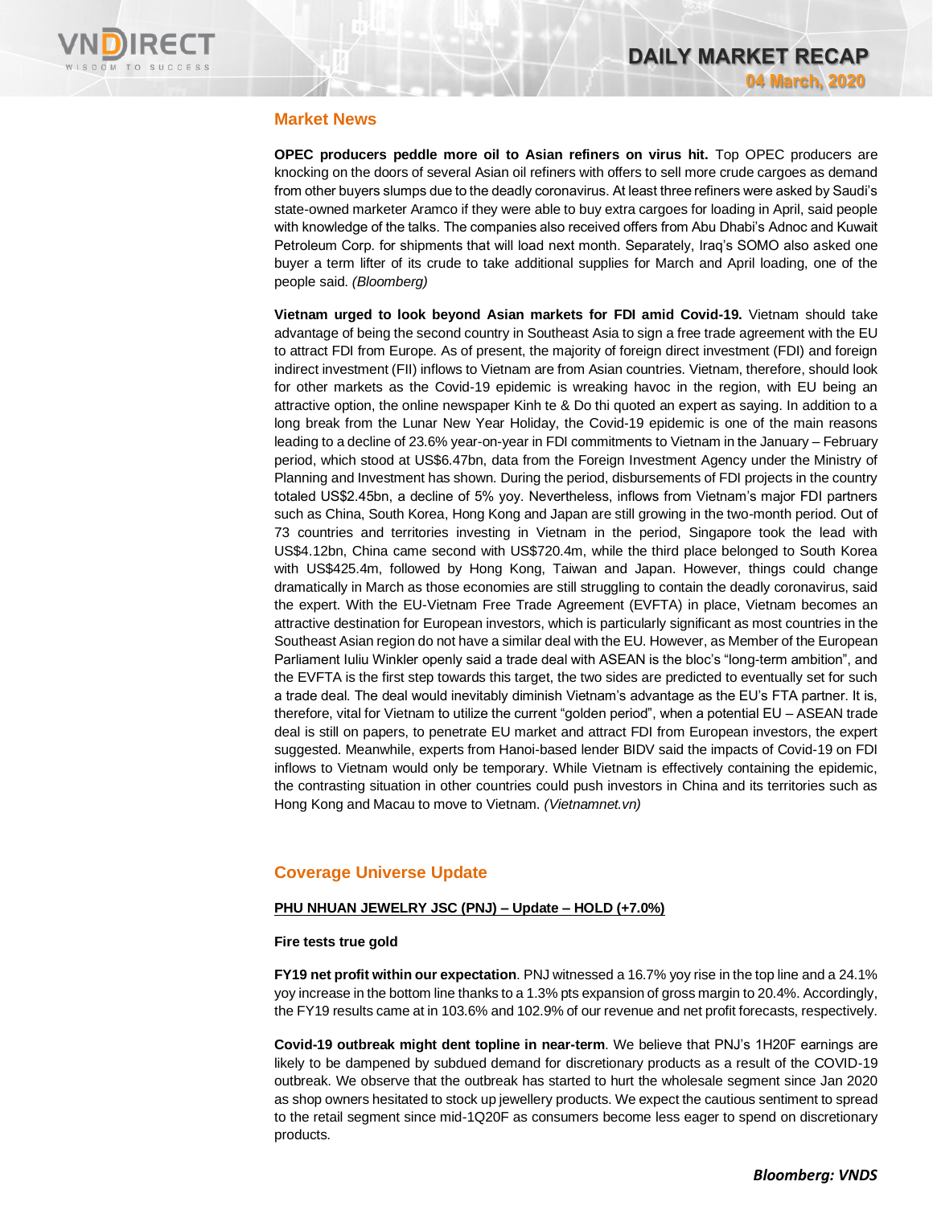## Market News

**OPEC producers peddle more oil to Asian refiners on virus hit.** Top OPEC producers are knocking on the doors of several Asian oil refiners with offers to sell more crude cargoes as demand from other buyers slumps due to the deadly coronavirus. At least three refiners were asked by Saudi's state-owned marketer Aramco if they were able to buy extra cargoes for loading in April, said people with knowledge of the talks. The companies also received offers from Abu Dhabi's Adnoc and Kuwait Petroleum Corp. for shipments that will load next month. Separately, Iraq's SOMO also asked one buyer a term lifter of its crude to take additional supplies for March and April loading, one of the people said. *(Bloomberg)*

**Vietnam urged to look beyond Asian markets for FDI amid Covid-19.** Vietnam should take advantage of being the second country in Southeast Asia to sign a free trade agreement with the EU to attract FDI from Europe. As of present, the majority of foreign direct investment (FDI) and foreign indirect investment (FII) inflows to Vietnam are from Asian countries. Vietnam, therefore, should look for other markets as the Covid-19 epidemic is wreaking havoc in the region, with EU being an attractive option, the online newspaper Kinh te & Do thi quoted an expert as saying. In addition to a long break from the Lunar New Year Holiday, the Covid-19 epidemic is one of the main reasons leading to a decline of 23.6% year-on-year in FDI commitments to Vietnam in the January – February period, which stood at US$6.47bn, data from the Foreign Investment Agency under the Ministry of Planning and Investment has shown. During the period, disbursements of FDI projects in the country totaled US$2.45bn, a decline of 5% yoy. Nevertheless, inflows from Vietnam's major FDI partners such as China, South Korea, Hong Kong and Japan are still growing in the two-month period. Out of 73 countries and territories investing in Vietnam in the period, Singapore took the lead with US$4.12bn, China came second with US$720.4m, while the third place belonged to South Korea with US$425.4m, followed by Hong Kong, Taiwan and Japan. However, things could change dramatically in March as those economies are still struggling to contain the deadly coronavirus, said the expert. With the EU-Vietnam Free Trade Agreement (EVFTA) in place, Vietnam becomes an attractive destination for European investors, which is particularly significant as most countries in the Southeast Asian region do not have a similar deal with the EU. However, as Member of the European Parliament Iuliu Winkler openly said a trade deal with ASEAN is the bloc's "long-term ambition", and the EVFTA is the first step towards this target, the two sides are predicted to eventually set for such a trade deal. The deal would inevitably diminish Vietnam's advantage as the EU's FTA partner. It is, therefore, vital for Vietnam to utilize the current "golden period", when a potential EU – ASEAN trade deal is still on papers, to penetrate EU market and attract FDI from European investors, the expert suggested. Meanwhile, experts from Hanoi-based lender BIDV said the impacts of Covid-19 on FDI inflows to Vietnam would only be temporary. While Vietnam is effectively containing the epidemic, the contrasting situation in other countries could push investors in China and its territories such as Hong Kong and Macau to move to Vietnam. *(Vietnamnet.vn)*

## Coverage Universe Update

**PHU NHUAN JEWELRY JSC (PNJ) – Update – HOLD (+7.0%)**

**Fire tests true gold**

**FY19 net profit within our expectation**. PNJ witnessed a 16.7% yoy rise in the top line and a 24.1% yoy increase in the bottom line thanks to a 1.3% pts expansion of gross margin to 20.4%. Accordingly, the FY19 results came at in 103.6% and 102.9% of our revenue and net profit forecasts, respectively.

**Covid-19 outbreak might dent topline in near-term**. We believe that PNJ's 1H20F earnings are likely to be dampened by subdued demand for discretionary products as a result of the COVID-19 outbreak. We observe that the outbreak has started to hurt the wholesale segment since Jan 2020 as shop owners hesitated to stock up jewellery products. We expect the cautious sentiment to spread to the retail segment since mid-1Q20F as consumers become less eager to spend on discretionary products.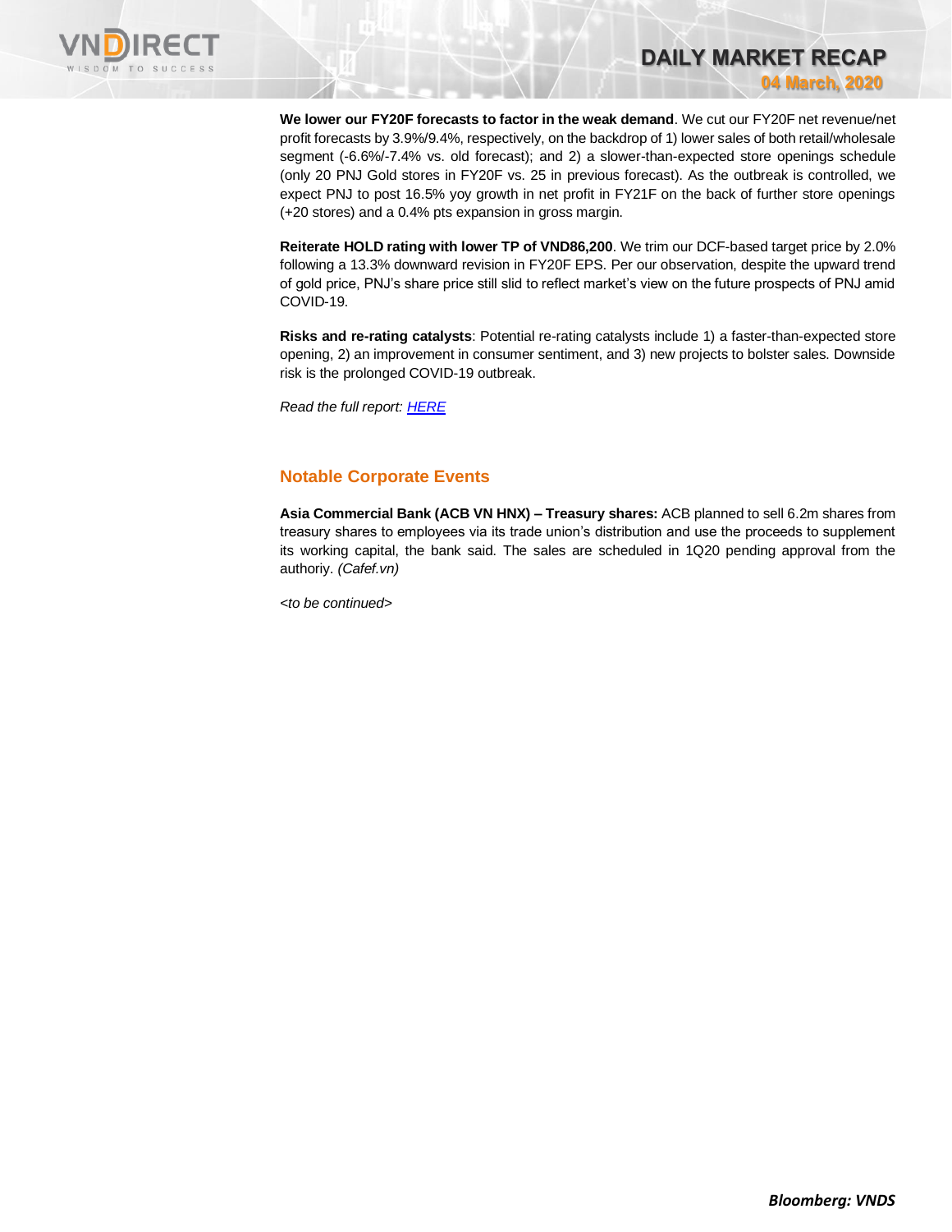**We lower our FY20F forecasts to factor in the weak demand**. We cut our FY20F net revenue/net profit forecasts by 3.9%/9.4%, respectively, on the backdrop of 1) lower sales of both retail/wholesale segment (-6.6%/-7.4% vs. old forecast); and 2) a slower-than-expected store openings schedule (only 20 PNJ Gold stores in FY20F vs. 25 in previous forecast). As the outbreak is controlled, we expect PNJ to post 16.5% yoy growth in net profit in FY21F on the back of further store openings (+20 stores) and a 0.4% pts expansion in gross margin.

**Reiterate HOLD rating with lower TP of VND86,200**. We trim our DCF-based target price by 2.0% following a 13.3% downward revision in FY20F EPS. Per our observation, despite the upward trend of gold price, PNJ's share price still slid to reflect market's view on the future prospects of PNJ amid COVID-19.

**Risks and re-rating catalysts**: Potential re-rating catalysts include 1) a faster-than-expected store opening, 2) an improvement in consumer sentiment, and 3) new projects to bolster sales. Downside risk is the prolonged COVID-19 outbreak.

*Read the full report: HERE*

## Notable Corporate Events

**Asia Commercial Bank (ACB VN HNX) – Treasury shares:** ACB planned to sell 6.2m shares from treasury shares to employees via its trade union's distribution and use the proceeds to supplement its working capital, the bank said. The sales are scheduled in 1Q20 pending approval from the authoriy. *(Cafef.vn)*

*<to be continued>*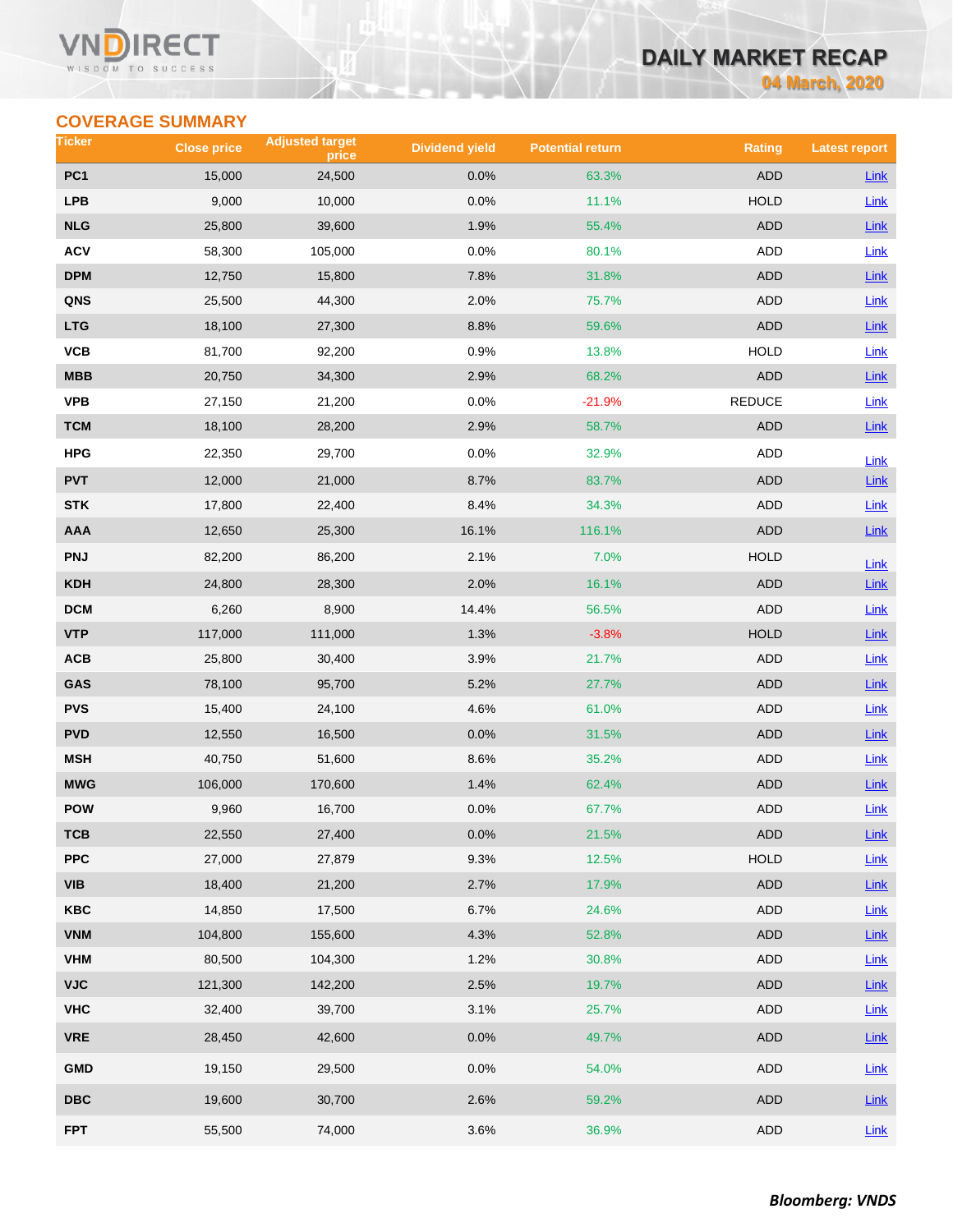## COVERAGE SUMMARY

| Ticker | Close price | Adjusted target price | Dividend yield | Potential return | Rating | Latest report |
|---|---|---|---|---|---|---|
| PC1 | 15,000 | 24,500 | 0.0% | 63.3% | ADD | Link |
| LPB | 9,000 | 10,000 | 0.0% | 11.1% | HOLD | Link |
| NLG | 25,800 | 39,600 | 1.9% | 55.4% | ADD | Link |
| ACV | 58,300 | 105,000 | 0.0% | 80.1% | ADD | Link |
| DPM | 12,750 | 15,800 | 7.8% | 31.8% | ADD | Link |
| QNS | 25,500 | 44,300 | 2.0% | 75.7% | ADD | Link |
| LTG | 18,100 | 27,300 | 8.8% | 59.6% | ADD | Link |
| VCB | 81,700 | 92,200 | 0.9% | 13.8% | HOLD | Link |
| MBB | 20,750 | 34,300 | 2.9% | 68.2% | ADD | Link |
| VPB | 27,150 | 21,200 | 0.0% | -21.9% | REDUCE | Link |
| TCM | 18,100 | 28,200 | 2.9% | 58.7% | ADD | Link |
| HPG | 22,350 | 29,700 | 0.0% | 32.9% | ADD | Link |
| PVT | 12,000 | 21,000 | 8.7% | 83.7% | ADD | Link |
| STK | 17,800 | 22,400 | 8.4% | 34.3% | ADD | Link |
| AAA | 12,650 | 25,300 | 16.1% | 116.1% | ADD | Link |
| PNJ | 82,200 | 86,200 | 2.1% | 7.0% | HOLD | Link |
| KDH | 24,800 | 28,300 | 2.0% | 16.1% | ADD | Link |
| DCM | 6,260 | 8,900 | 14.4% | 56.5% | ADD | Link |
| VTP | 117,000 | 111,000 | 1.3% | -3.8% | HOLD | Link |
| ACB | 25,800 | 30,400 | 3.9% | 21.7% | ADD | Link |
| GAS | 78,100 | 95,700 | 5.2% | 27.7% | ADD | Link |
| PVS | 15,400 | 24,100 | 4.6% | 61.0% | ADD | Link |
| PVD | 12,550 | 16,500 | 0.0% | 31.5% | ADD | Link |
| MSH | 40,750 | 51,600 | 8.6% | 35.2% | ADD | Link |
| MWG | 106,000 | 170,600 | 1.4% | 62.4% | ADD | Link |
| POW | 9,960 | 16,700 | 0.0% | 67.7% | ADD | Link |
| TCB | 22,550 | 27,400 | 0.0% | 21.5% | ADD | Link |
| PPC | 27,000 | 27,879 | 9.3% | 12.5% | HOLD | Link |
| VIB | 18,400 | 21,200 | 2.7% | 17.9% | ADD | Link |
| KBC | 14,850 | 17,500 | 6.7% | 24.6% | ADD | Link |
| VNM | 104,800 | 155,600 | 4.3% | 52.8% | ADD | Link |
| VHM | 80,500 | 104,300 | 1.2% | 30.8% | ADD | Link |
| VJC | 121,300 | 142,200 | 2.5% | 19.7% | ADD | Link |
| VHC | 32,400 | 39,700 | 3.1% | 25.7% | ADD | Link |
| VRE | 28,450 | 42,600 | 0.0% | 49.7% | ADD | Link |
| GMD | 19,150 | 29,500 | 0.0% | 54.0% | ADD | Link |
| DBC | 19,600 | 30,700 | 2.6% | 59.2% | ADD | Link |
| FPT | 55,500 | 74,000 | 3.6% | 36.9% | ADD | Link |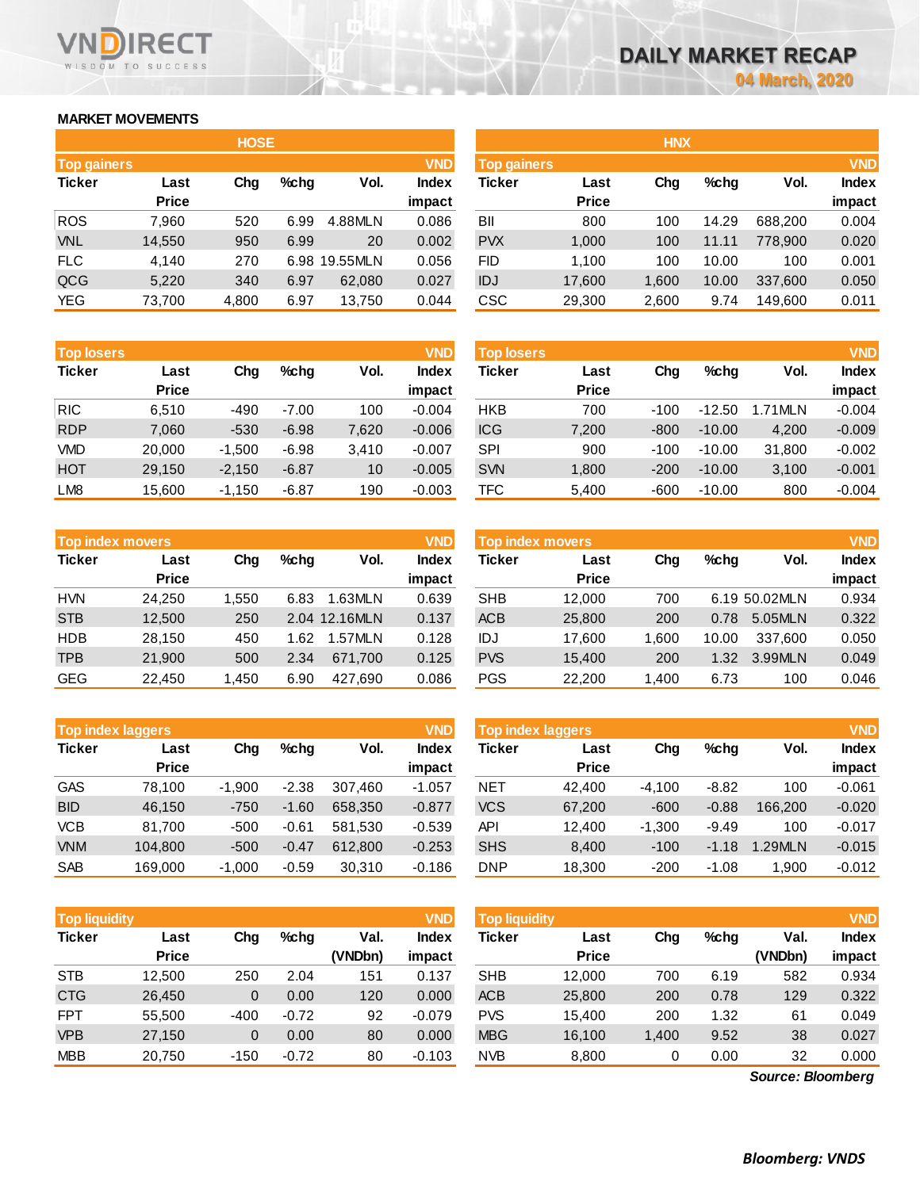# DAILY MARKET RECAP

04 March, 2020

## MARKET MOVEMENTS

### HOSE

**Top gainers**

| Ticker | Last Price | Chg | %chg | Vol. | Index impact |
|---|---|---|---|---|---|
| ROS | 7,960 | 520 | 6.99 | 4.88MLN | 0.086 |
| VNL | 14,550 | 950 | 6.99 | 20 | 0.002 |
| FLC | 4,140 | 270 | 6.98 | 19.55MLN | 0.056 |
| QCG | 5,220 | 340 | 6.97 | 62,080 | 0.027 |
| YEG | 73,700 | 4,800 | 6.97 | 13,750 | 0.044 |

**Top losers**

| Ticker | Last Price | Chg | %chg | Vol. | Index impact |
|---|---|---|---|---|---|
| RIC | 6,510 | -490 | -7.00 | 100 | -0.004 |
| RDP | 7,060 | -530 | -6.98 | 7,620 | -0.006 |
| VMD | 20,000 | -1,500 | -6.98 | 3,410 | -0.007 |
| HOT | 29,150 | -2,150 | -6.87 | 10 | -0.005 |
| LM8 | 15,600 | -1,150 | -6.87 | 190 | -0.003 |

**Top index movers**

| Ticker | Last Price | Chg | %chg | Vol. | Index impact |
|---|---|---|---|---|---|
| HVN | 24,250 | 1,550 | 6.83 | 1.63MLN | 0.639 |
| STB | 12,500 | 250 | 2.04 | 12.16MLN | 0.137 |
| HDB | 28,150 | 450 | 1.62 | 1.57MLN | 0.128 |
| TPB | 21,900 | 500 | 2.34 | 671,700 | 0.125 |
| GEG | 22,450 | 1,450 | 6.90 | 427,690 | 0.086 |

**Top index laggers**

| Ticker | Last Price | Chg | %chg | Vol. | Index impact |
|---|---|---|---|---|---|
| GAS | 78,100 | -1,900 | -2.38 | 307,460 | -1.057 |
| BID | 46,150 | -750 | -1.60 | 658,350 | -0.877 |
| VCB | 81,700 | -500 | -0.61 | 581,530 | -0.539 |
| VNM | 104,800 | -500 | -0.47 | 612,800 | -0.253 |
| SAB | 169,000 | -1,000 | -0.59 | 30,310 | -0.186 |

**Top liquidity**

| Ticker | Last Price | Chg | %chg | Val. (VNDbn) | Index impact |
|---|---|---|---|---|---|
| STB | 12,500 | 250 | 2.04 | 151 | 0.137 |
| CTG | 26,450 | 0 | 0.00 | 120 | 0.000 |
| FPT | 55,500 | -400 | -0.72 | 92 | -0.079 |
| VPB | 27,150 | 0 | 0.00 | 80 | 0.000 |
| MBB | 20,750 | -150 | -0.72 | 80 | -0.103 |

### HNX

**Top gainers**

| Ticker | Last Price | Chg | %chg | Vol. | Index impact |
|---|---|---|---|---|---|
| BII | 800 | 100 | 14.29 | 688,200 | 0.004 |
| PVX | 1,000 | 100 | 11.11 | 778,900 | 0.020 |
| FID | 1,100 | 100 | 10.00 | 100 | 0.001 |
| IDJ | 17,600 | 1,600 | 10.00 | 337,600 | 0.050 |
| CSC | 29,300 | 2,600 | 9.74 | 149,600 | 0.011 |

**Top losers**

| Ticker | Last Price | Chg | %chg | Vol. | Index impact |
|---|---|---|---|---|---|
| HKB | 700 | -100 | -12.50 | 1.71MLN | -0.004 |
| ICG | 7,200 | -800 | -10.00 | 4,200 | -0.009 |
| SPI | 900 | -100 | -10.00 | 31,800 | -0.002 |
| SVN | 1,800 | -200 | -10.00 | 3,100 | -0.001 |
| TFC | 5,400 | -600 | -10.00 | 800 | -0.004 |

**Top index movers**

| Ticker | Last Price | Chg | %chg | Vol. | Index impact |
|---|---|---|---|---|---|
| SHB | 12,000 | 700 | 6.19 | 50.02MLN | 0.934 |
| ACB | 25,800 | 200 | 0.78 | 5.05MLN | 0.322 |
| IDJ | 17,600 | 1,600 | 10.00 | 337,600 | 0.050 |
| PVS | 15,400 | 200 | 1.32 | 3.99MLN | 0.049 |
| PGS | 22,200 | 1,400 | 6.73 | 100 | 0.046 |

**Top index laggers**

| Ticker | Last Price | Chg | %chg | Vol. | Index impact |
|---|---|---|---|---|---|
| NET | 42,400 | -4,100 | -8.82 | 100 | -0.061 |
| VCS | 67,200 | -600 | -0.88 | 166,200 | -0.020 |
| API | 12,400 | -1,300 | -9.49 | 100 | -0.017 |
| SHS | 8,400 | -100 | -1.18 | 1.29MLN | -0.015 |
| DNP | 18,300 | -200 | -1.08 | 1,900 | -0.012 |

**Top liquidity**

| Ticker | Last Price | Chg | %chg | Val. (VNDbn) | Index impact |
|---|---|---|---|---|---|
| SHB | 12,000 | 700 | 6.19 | 582 | 0.934 |
| ACB | 25,800 | 200 | 0.78 | 129 | 0.322 |
| PVS | 15,400 | 200 | 1.32 | 61 | 0.049 |
| MBG | 16,100 | 1,400 | 9.52 | 38 | 0.027 |
| NVB | 8,800 | 0 | 0.00 | 32 | 0.000 |

*Source: Bloomberg*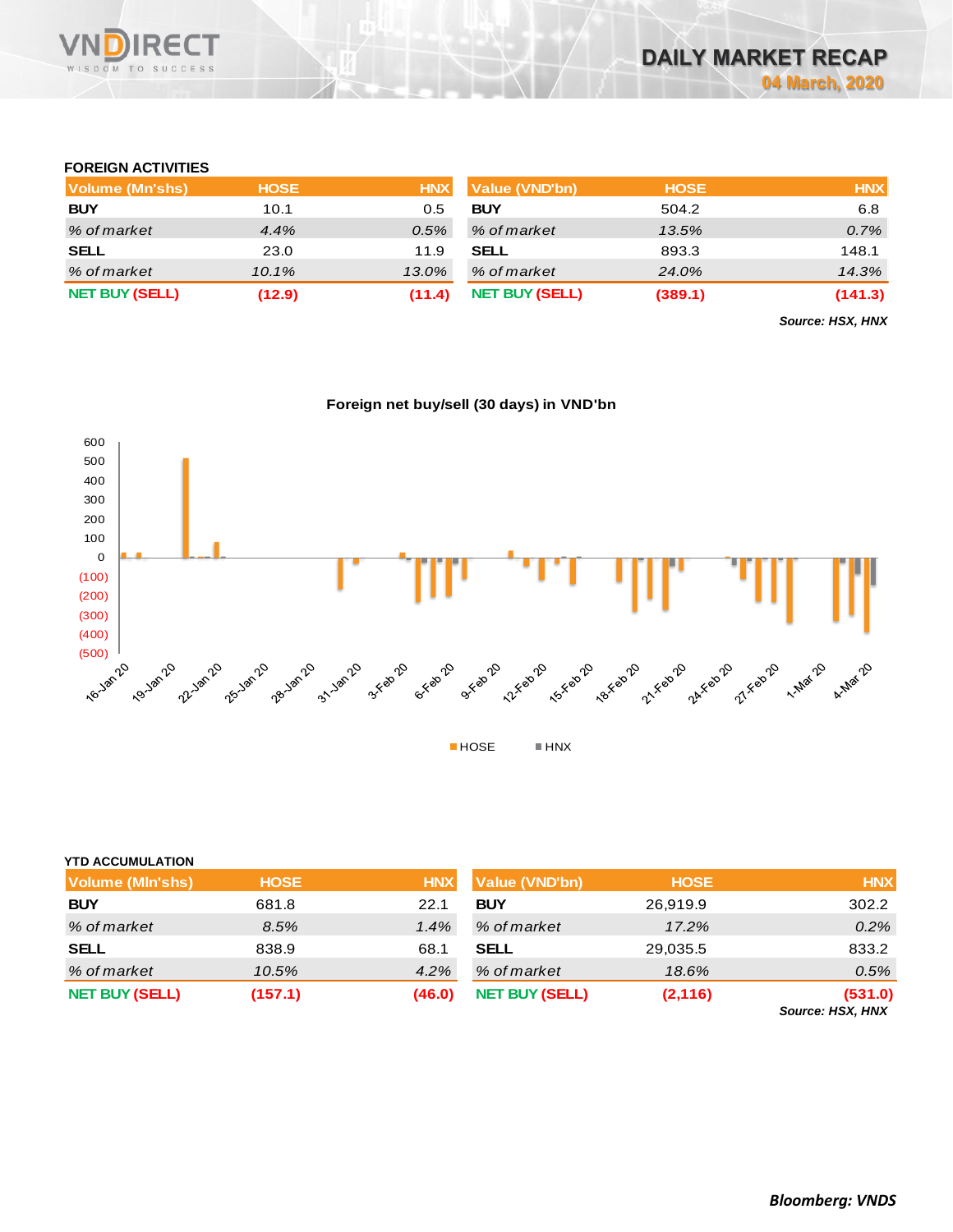## FOREIGN ACTIVITIES

| Volume (Mn'shs) | HOSE | HNX |
|---|---|---|
| **BUY** | 10.1 | 0.5 |
| *% of market* | *4.4%* | *0.5%* |
| **SELL** | 23.0 | 11.9 |
| *% of market* | *10.1%* | *13.0%* |
| **NET BUY (SELL)** | **(12.9)** | **(11.4)** |

| Value (VND'bn) | HOSE | HNX |
|---|---|---|
| **BUY** | 504.2 | 6.8 |
| *% of market* | *13.5%* | *0.7%* |
| **SELL** | 893.3 | 148.1 |
| *% of market* | *24.0%* | *14.3%* |
| **NET BUY (SELL)** | **(389.1)** | **(141.3)** |

***Source: HSX, HNX***

**Foreign net buy/sell (30 days) in VND'bn**

## YTD ACCUMULATION

| Volume (Mln'shs) | HOSE | HNX |
|---|---|---|
| **BUY** | 681.8 | 22.1 |
| *% of market* | *8.5%* | *1.4%* |
| **SELL** | 838.9 | 68.1 |
| *% of market* | *10.5%* | *4.2%* |
| **NET BUY (SELL)** | **(157.1)** | **(46.0)** |

| Value (VND'bn) | HOSE | HNX |
|---|---|---|
| **BUY** | 26,919.9 | 302.2 |
| *% of market* | *17.2%* | *0.2%* |
| **SELL** | 29,035.5 | 833.2 |
| *% of market* | *18.6%* | *0.5%* |
| **NET BUY (SELL)** | **(2,116)** | **(531.0)** |

***Source: HSX, HNX***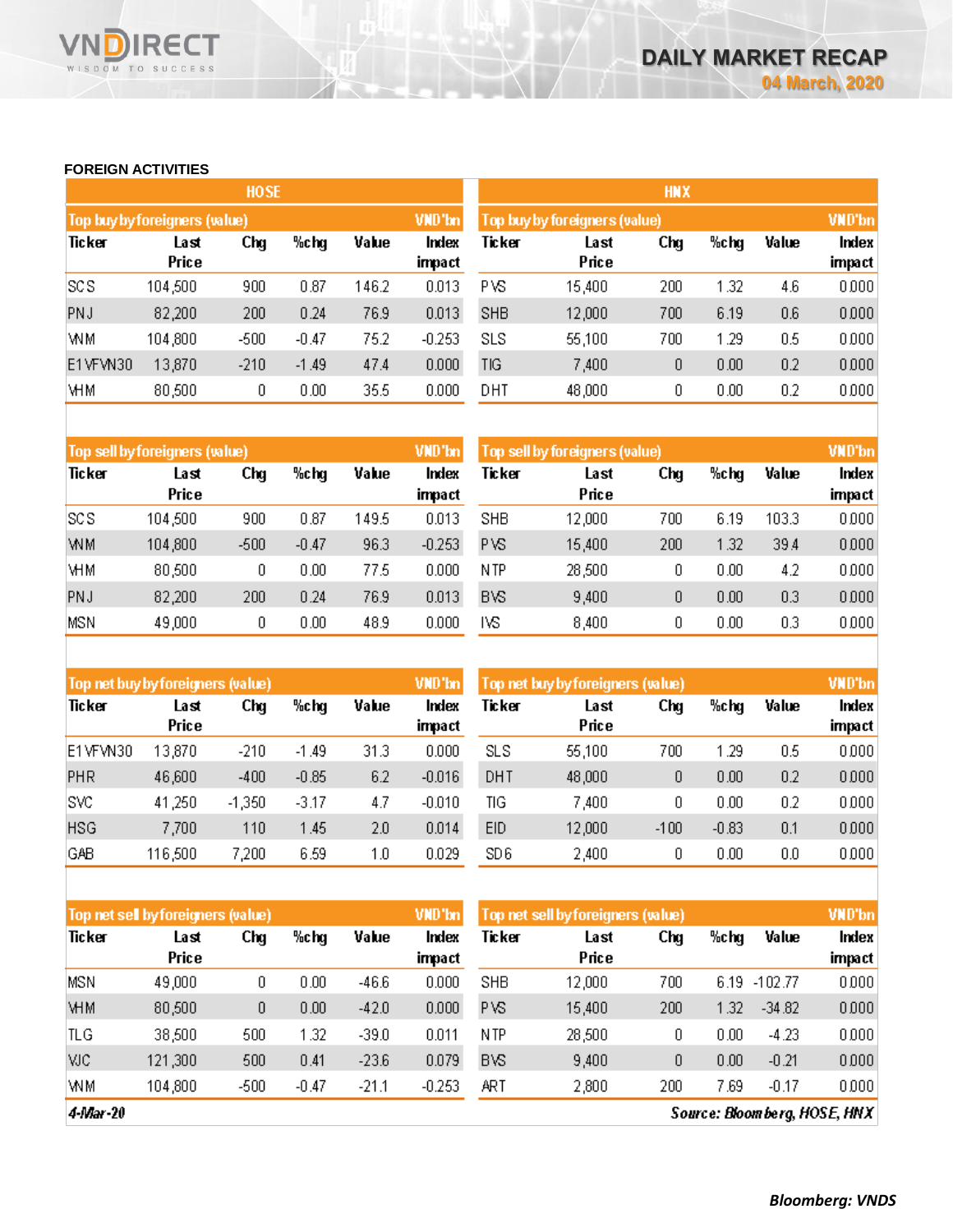## FOREIGN ACTIVITIES

### HOSE

| Top buy by foreigners (value) | | | | | VND'bn |
|---|---|---|---|---|---|
| Ticker | Last Price | Chg | %chg | Value | Index impact |
| SCS | 104,500 | 900 | 0.87 | 146.2 | 0.013 |
| PNJ | 82,200 | 200 | 0.24 | 76.9 | 0.013 |
| VNM | 104,800 | -500 | -0.47 | 75.2 | -0.253 |
| E1VFVN30 | 13,870 | -210 | -1.49 | 47.4 | 0.000 |
| VHM | 80,500 | 0 | 0.00 | 35.5 | 0.000 |

| Top sell by foreigners (value) | | | | | VND'bn |
|---|---|---|---|---|---|
| Ticker | Last Price | Chg | %chg | Value | Index impact |
| SCS | 104,500 | 900 | 0.87 | 149.5 | 0.013 |
| VNM | 104,800 | -500 | -0.47 | 96.3 | -0.253 |
| VHM | 80,500 | 0 | 0.00 | 77.5 | 0.000 |
| PNJ | 82,200 | 200 | 0.24 | 76.9 | 0.013 |
| MSN | 49,000 | 0 | 0.00 | 48.9 | 0.000 |

| Top net buy by foreigners (value) | | | | | VND'bn |
|---|---|---|---|---|---|
| Ticker | Last Price | Chg | %chg | Value | Index impact |
| E1VFVN30 | 13,870 | -210 | -1.49 | 31.3 | 0.000 |
| PHR | 46,600 | -400 | -0.85 | 6.2 | -0.016 |
| SVC | 41,250 | -1,350 | -3.17 | 4.7 | -0.010 |
| HSG | 7,700 | 110 | 1.45 | 2.0 | 0.014 |
| GAB | 116,500 | 7,200 | 6.59 | 1.0 | 0.029 |

| Top net sell by foreigners (value) | | | | | VND'bn |
|---|---|---|---|---|---|
| Ticker | Last Price | Chg | %chg | Value | Index impact |
| MSN | 49,000 | 0 | 0.00 | -46.6 | 0.000 |
| VHM | 80,500 | 0 | 0.00 | -42.0 | 0.000 |
| TLG | 38,500 | 500 | 1.32 | -39.0 | 0.011 |
| VJC | 121,300 | 500 | 0.41 | -23.6 | 0.079 |
| VNM | 104,800 | -500 | -0.47 | -21.1 | -0.253 |

### HNX

| Top buy by foreigners (value) | | | | | VND'bn |
|---|---|---|---|---|---|
| Ticker | Last Price | Chg | %chg | Value | Index impact |
| PVS | 15,400 | 200 | 1.32 | 4.6 | 0.000 |
| SHB | 12,000 | 700 | 6.19 | 0.6 | 0.000 |
| SLS | 55,100 | 700 | 1.29 | 0.5 | 0.000 |
| TIG | 7,400 | 0 | 0.00 | 0.2 | 0.000 |
| DHT | 48,000 | 0 | 0.00 | 0.2 | 0.000 |

| Top sell by foreigners (value) | | | | | VND'bn |
|---|---|---|---|---|---|
| Ticker | Last Price | Chg | %chg | Value | Index impact |
| SHB | 12,000 | 700 | 6.19 | 103.3 | 0.000 |
| PVS | 15,400 | 200 | 1.32 | 39.4 | 0.000 |
| NTP | 28,500 | 0 | 0.00 | 4.2 | 0.000 |
| BVS | 9,400 | 0 | 0.00 | 0.3 | 0.000 |
| IVS | 8,400 | 0 | 0.00 | 0.3 | 0.000 |

| Top net buy by foreigners (value) | | | | | VND'bn |
|---|---|---|---|---|---|
| Ticker | Last Price | Chg | %chg | Value | Index impact |
| SLS | 55,100 | 700 | 1.29 | 0.5 | 0.000 |
| DHT | 48,000 | 0 | 0.00 | 0.2 | 0.000 |
| TIG | 7,400 | 0 | 0.00 | 0.2 | 0.000 |
| EID | 12,000 | -100 | -0.83 | 0.1 | 0.000 |
| SD6 | 2,400 | 0 | 0.00 | 0.0 | 0.000 |

| Top net sell by foreigners (value) | | | | | VND'bn |
|---|---|---|---|---|---|
| Ticker | Last Price | Chg | %chg | Value | Index impact |
| SHB | 12,000 | 700 | 6.19 | -102.77 | 0.000 |
| PVS | 15,400 | 200 | 1.32 | -34.82 | 0.000 |
| NTP | 28,500 | 0 | 0.00 | -4.23 | 0.000 |
| BVS | 9,400 | 0 | 0.00 | -0.21 | 0.000 |
| ART | 2,800 | 200 | 7.69 | -0.17 | 0.000 |

*4-Mar-20* *Source: Bloomberg, HOSE, HNX*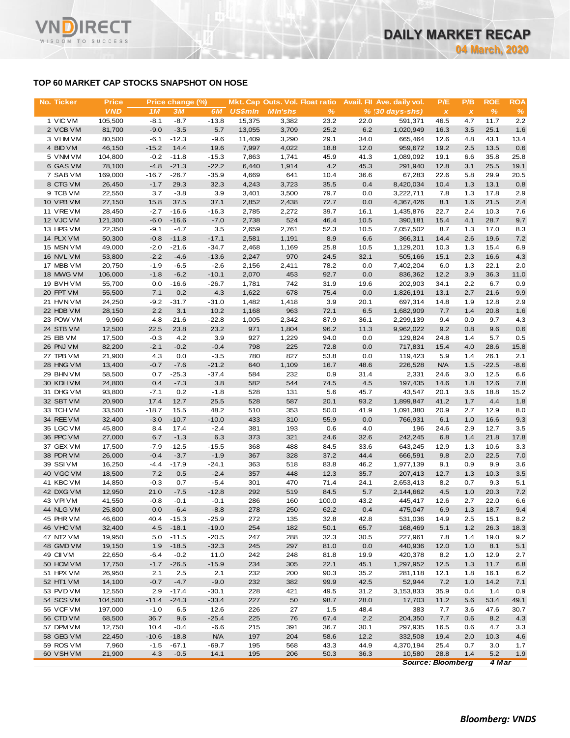# TOP 60 MARKET CAP STOCKS SNAPSHOT ON HOSE

| No. | Ticker | Price | Price change (%) | | | Mkt. Cap | Outs. Vol. | Float ratio | Avail. FII | Ave. daily vol. | P/E | P/B | ROE | ROA |
|---|---|---|---|---|---|---|---|---|---|---|---|---|---|---|
| | | VND | 1M | 3M | 6M | US$mln | Mln'shs | % | % | (30 days-shs) | x | x | % | % |
| 1 | VIC VM | 105,500 | -8.1 | -8.7 | -13.8 | 15,375 | 3,382 | 23.2 | 22.0 | 591,371 | 46.5 | 4.7 | 11.7 | 2.2 |
| 2 | VCB VM | 81,700 | -9.0 | -3.5 | 5.7 | 13,055 | 3,709 | 25.2 | 6.2 | 1,020,949 | 16.3 | 3.5 | 25.1 | 1.6 |
| 3 | VHM VM | 80,500 | -6.1 | -12.3 | -9.6 | 11,409 | 3,290 | 29.1 | 34.0 | 665,464 | 12.6 | 4.8 | 43.1 | 13.4 |
| 4 | BID VM | 46,150 | -15.2 | 14.4 | 19.6 | 7,997 | 4,022 | 18.8 | 12.0 | 959,672 | 19.2 | 2.5 | 13.5 | 0.6 |
| 5 | VNM VM | 104,800 | -0.2 | -11.8 | -15.3 | 7,863 | 1,741 | 45.9 | 41.3 | 1,089,092 | 19.1 | 6.6 | 35.8 | 25.8 |
| 6 | GAS VM | 78,100 | -4.8 | -21.3 | -22.2 | 6,440 | 1,914 | 4.2 | 45.3 | 291,940 | 12.8 | 3.1 | 25.5 | 19.1 |
| 7 | SAB VM | 169,000 | -16.7 | -26.7 | -35.9 | 4,669 | 641 | 10.4 | 36.6 | 67,283 | 22.6 | 5.8 | 29.9 | 20.5 |
| 8 | CTG VM | 26,450 | -1.7 | 29.3 | 32.3 | 4,243 | 3,723 | 35.5 | 0.4 | 8,420,034 | 10.4 | 1.3 | 13.1 | 0.8 |
| 9 | TCB VM | 22,550 | 3.7 | -3.8 | 3.9 | 3,401 | 3,500 | 79.7 | 0.0 | 3,222,711 | 7.8 | 1.3 | 17.8 | 2.9 |
| 10 | VPB VM | 27,150 | 15.8 | 37.5 | 37.1 | 2,852 | 2,438 | 72.7 | 0.0 | 4,367,426 | 8.1 | 1.6 | 21.5 | 2.4 |
| 11 | VRE VM | 28,450 | -2.7 | -16.6 | -16.3 | 2,785 | 2,272 | 39.7 | 16.1 | 1,435,876 | 22.7 | 2.4 | 10.3 | 7.6 |
| 12 | VJC VM | 121,300 | -6.0 | -16.6 | -7.0 | 2,738 | 524 | 46.4 | 10.5 | 390,181 | 15.4 | 4.1 | 28.7 | 9.7 |
| 13 | HPG VM | 22,350 | -9.1 | -4.7 | 3.5 | 2,659 | 2,761 | 52.3 | 10.5 | 7,057,502 | 8.7 | 1.3 | 17.0 | 8.3 |
| 14 | PLX VM | 50,300 | -0.8 | -11.8 | -17.1 | 2,581 | 1,191 | 8.9 | 6.6 | 366,311 | 14.4 | 2.6 | 19.6 | 7.2 |
| 15 | MSN VM | 49,000 | -2.0 | -21.6 | -34.7 | 2,468 | 1,169 | 25.8 | 10.5 | 1,129,201 | 10.3 | 1.3 | 15.4 | 6.9 |
| 16 | NVL VM | 53,800 | -2.2 | -4.6 | -13.6 | 2,247 | 970 | 24.5 | 32.1 | 505,166 | 15.1 | 2.3 | 16.6 | 4.3 |
| 17 | MBB VM | 20,750 | -1.9 | -6.5 | -2.6 | 2,156 | 2,411 | 78.2 | 0.0 | 7,402,204 | 6.0 | 1.3 | 22.1 | 2.0 |
| 18 | MWG VM | 106,000 | -1.8 | -6.2 | -10.1 | 2,070 | 453 | 92.7 | 0.0 | 836,362 | 12.2 | 3.9 | 36.3 | 11.0 |
| 19 | BVH VM | 55,700 | 0.0 | -16.6 | -26.7 | 1,781 | 742 | 31.9 | 19.6 | 202,903 | 34.1 | 2.2 | 6.7 | 0.9 |
| 20 | FPT VM | 55,500 | 7.1 | 0.2 | 4.3 | 1,622 | 678 | 75.4 | 0.0 | 1,826,191 | 13.1 | 2.7 | 21.6 | 9.9 |
| 21 | HVN VM | 24,250 | -9.2 | -31.7 | -31.0 | 1,482 | 1,418 | 3.9 | 20.1 | 697,314 | 14.8 | 1.9 | 12.8 | 2.9 |
| 22 | HDB VM | 28,150 | 2.2 | 3.1 | 10.2 | 1,168 | 963 | 72.1 | 6.5 | 1,682,909 | 7.7 | 1.4 | 20.8 | 1.6 |
| 23 | POW VM | 9,960 | 4.8 | -21.6 | -22.8 | 1,005 | 2,342 | 87.9 | 36.1 | 2,299,139 | 9.4 | 0.9 | 9.7 | 4.3 |
| 24 | STB VM | 12,500 | 22.5 | 23.8 | 23.2 | 971 | 1,804 | 96.2 | 11.3 | 9,962,022 | 9.2 | 0.8 | 9.6 | 0.6 |
| 25 | EIB VM | 17,500 | -0.3 | 4.2 | 3.9 | 927 | 1,229 | 94.0 | 0.0 | 129,824 | 24.8 | 1.4 | 5.7 | 0.5 |
| 26 | PNJ VM | 82,200 | -2.1 | -0.2 | -0.4 | 798 | 225 | 72.8 | 0.0 | 717,831 | 15.4 | 4.0 | 28.6 | 15.8 |
| 27 | TPB VM | 21,900 | 4.3 | 0.0 | -3.5 | 780 | 827 | 53.8 | 0.0 | 119,423 | 5.9 | 1.4 | 26.1 | 2.1 |
| 28 | HNG VM | 13,400 | -0.7 | -7.6 | -21.2 | 640 | 1,109 | 16.7 | 48.6 | 226,528 | N/A | 1.5 | -22.5 | -8.6 |
| 29 | BHN VM | 58,500 | 0.7 | -25.3 | -37.4 | 584 | 232 | 0.9 | 31.4 | 2,331 | 24.6 | 3.0 | 12.5 | 6.6 |
| 30 | KDH VM | 24,800 | 0.4 | -7.3 | 3.8 | 582 | 544 | 74.5 | 4.5 | 197,435 | 14.6 | 1.8 | 12.6 | 7.8 |
| 31 | DHG VM | 93,800 | -7.1 | 0.2 | -1.8 | 528 | 131 | 5.6 | 45.7 | 43,547 | 20.1 | 3.6 | 18.8 | 15.2 |
| 32 | SBT VM | 20,900 | 17.4 | 12.7 | 25.5 | 528 | 587 | 20.1 | 93.2 | 1,899,847 | 41.2 | 1.7 | 4.4 | 1.8 |
| 33 | TCH VM | 33,500 | -18.7 | 15.5 | 48.2 | 510 | 353 | 50.0 | 41.9 | 1,091,380 | 20.9 | 2.7 | 12.9 | 8.0 |
| 34 | REE VM | 32,400 | -3.0 | -10.7 | -10.0 | 433 | 310 | 55.9 | 0.0 | 766,931 | 6.1 | 1.0 | 16.6 | 9.3 |
| 35 | LGC VM | 45,800 | 8.4 | 17.4 | -2.4 | 381 | 193 | 0.6 | 4.0 | 196 | 24.6 | 2.9 | 12.7 | 3.5 |
| 36 | PPC VM | 27,000 | 6.7 | -1.3 | 6.3 | 373 | 321 | 24.6 | 32.6 | 242,245 | 6.8 | 1.4 | 21.8 | 17.8 |
| 37 | GEX VM | 17,500 | -7.9 | -12.5 | -15.5 | 368 | 488 | 84.5 | 33.6 | 643,245 | 12.9 | 1.3 | 10.6 | 3.3 |
| 38 | PDR VM | 26,000 | -0.4 | -3.7 | -1.9 | 367 | 328 | 37.2 | 44.4 | 666,591 | 9.8 | 2.0 | 22.5 | 7.0 |
| 39 | SSI VM | 16,250 | -4.4 | -17.9 | -24.1 | 363 | 518 | 83.8 | 46.2 | 1,977,139 | 9.1 | 0.9 | 9.9 | 3.6 |
| 40 | VGC VM | 18,500 | 7.2 | 0.5 | -2.4 | 357 | 448 | 12.3 | 35.7 | 207,413 | 12.7 | 1.3 | 10.3 | 3.5 |
| 41 | KBC VM | 14,850 | -0.3 | 0.7 | -5.4 | 301 | 470 | 71.4 | 24.1 | 2,653,413 | 8.2 | 0.7 | 9.3 | 5.1 |
| 42 | DXG VM | 12,950 | 21.0 | -7.5 | -12.8 | 292 | 519 | 84.5 | 5.7 | 2,144,662 | 4.5 | 1.0 | 20.3 | 7.2 |
| 43 | VPI VM | 41,550 | -0.8 | -0.1 | -0.1 | 286 | 160 | 100.0 | 43.2 | 445,417 | 12.6 | 2.7 | 22.0 | 6.6 |
| 44 | NLG VM | 25,800 | 0.0 | -6.4 | -8.8 | 278 | 250 | 62.2 | 0.4 | 475,047 | 6.9 | 1.3 | 18.7 | 9.4 |
| 45 | PHR VM | 46,600 | 40.4 | -15.3 | -25.9 | 272 | 135 | 32.8 | 42.8 | 531,036 | 14.9 | 2.5 | 15.1 | 8.2 |
| 46 | VHC VM | 32,400 | 4.5 | -18.1 | -19.0 | 254 | 182 | 50.1 | 65.7 | 168,469 | 5.1 | 1.2 | 26.3 | 18.3 |
| 47 | NT2 VM | 19,950 | 5.0 | -11.5 | -20.5 | 247 | 288 | 32.3 | 30.5 | 227,961 | 7.8 | 1.4 | 19.0 | 9.2 |
| 48 | GMD VM | 19,150 | 1.9 | -18.5 | -32.3 | 245 | 297 | 81.0 | 0.0 | 440,936 | 12.0 | 1.0 | 8.1 | 5.1 |
| 49 | CII VM | 22,650 | -6.4 | -0.2 | 11.0 | 242 | 248 | 81.8 | 19.9 | 420,378 | 8.2 | 1.0 | 12.9 | 2.7 |
| 50 | HCM VM | 17,750 | -1.7 | -26.5 | -15.9 | 234 | 305 | 22.1 | 45.1 | 1,297,952 | 12.5 | 1.3 | 11.7 | 6.8 |
| 51 | HPX VM | 26,950 | 2.1 | 2.5 | 2.1 | 232 | 200 | 90.3 | 35.2 | 281,118 | 12.1 | 1.8 | 16.1 | 6.2 |
| 52 | HT1 VM | 14,100 | -0.7 | -4.7 | -9.0 | 232 | 382 | 99.9 | 42.5 | 52,944 | 7.2 | 1.0 | 14.2 | 7.1 |
| 53 | PVD VM | 12,550 | 2.9 | -17.4 | -30.1 | 228 | 421 | 49.5 | 31.2 | 3,153,833 | 35.9 | 0.4 | 1.4 | 0.9 |
| 54 | SCS VM | 104,500 | -11.4 | -24.3 | -33.4 | 227 | 50 | 98.7 | 28.0 | 17,703 | 11.2 | 5.6 | 53.4 | 49.1 |
| 55 | VCF VM | 197,000 | -1.0 | 6.5 | 12.6 | 226 | 27 | 1.5 | 48.4 | 383 | 7.7 | 3.6 | 47.6 | 30.7 |
| 56 | CTD VM | 68,500 | 36.7 | 9.6 | -25.4 | 225 | 76 | 67.4 | 2.2 | 204,350 | 7.7 | 0.6 | 8.2 | 4.3 |
| 57 | DPM VM | 12,750 | 10.4 | -0.4 | -6.6 | 215 | 391 | 36.7 | 30.1 | 297,935 | 16.5 | 0.6 | 4.7 | 3.3 |
| 58 | GEG VM | 22,450 | -10.6 | -18.8 | N/A | 197 | 204 | 58.6 | 12.2 | 332,508 | 19.4 | 2.0 | 10.3 | 4.6 |
| 59 | ROS VM | 7,960 | -1.5 | -67.1 | -69.7 | 195 | 568 | 43.3 | 44.9 | 4,370,194 | 25.4 | 0.7 | 3.0 | 1.7 |
| 60 | VSH VM | 21,900 | 4.3 | -0.5 | 14.1 | 195 | 206 | 50.3 | 36.3 | 10,580 | 28.8 | 1.4 | 5.2 | 1.9 |

*Source: Bloomberg* *4 Mar*

***Bloomberg: VNDS***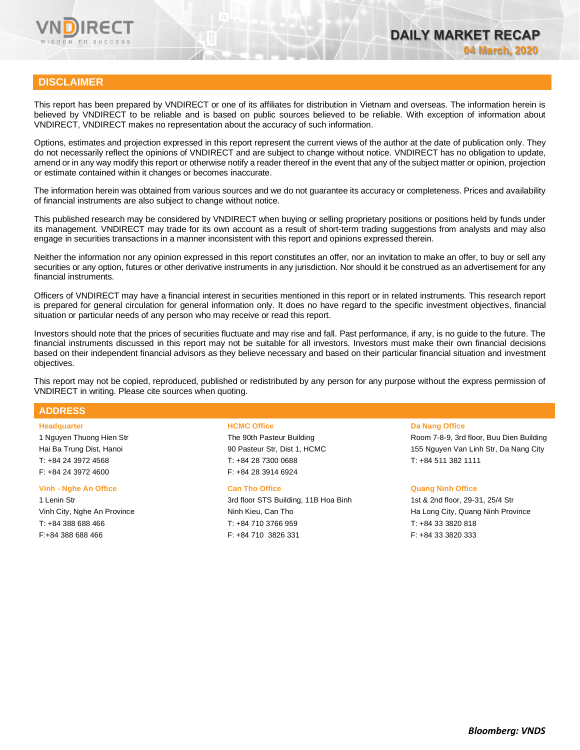## DISCLAIMER

This report has been prepared by VNDIRECT or one of its affiliates for distribution in Vietnam and overseas. The information herein is believed by VNDIRECT to be reliable and is based on public sources believed to be reliable. With exception of information about VNDIRECT, VNDIRECT makes no representation about the accuracy of such information.

Options, estimates and projection expressed in this report represent the current views of the author at the date of publication only. They do not necessarily reflect the opinions of VNDIRECT and are subject to change without notice. VNDIRECT has no obligation to update, amend or in any way modify this report or otherwise notify a reader thereof in the event that any of the subject matter or opinion, projection or estimate contained within it changes or becomes inaccurate.

The information herein was obtained from various sources and we do not guarantee its accuracy or completeness. Prices and availability of financial instruments are also subject to change without notice.

This published research may be considered by VNDIRECT when buying or selling proprietary positions or positions held by funds under its management. VNDIRECT may trade for its own account as a result of short-term trading suggestions from analysts and may also engage in securities transactions in a manner inconsistent with this report and opinions expressed therein.

Neither the information nor any opinion expressed in this report constitutes an offer, nor an invitation to make an offer, to buy or sell any securities or any option, futures or other derivative instruments in any jurisdiction. Nor should it be construed as an advertisement for any financial instruments.

Officers of VNDIRECT may have a financial interest in securities mentioned in this report or in related instruments. This research report is prepared for general circulation for general information only. It does no have regard to the specific investment objectives, financial situation or particular needs of any person who may receive or read this report.

Investors should note that the prices of securities fluctuate and may rise and fall. Past performance, if any, is no guide to the future. The financial instruments discussed in this report may not be suitable for all investors. Investors must make their own financial decisions based on their independent financial advisors as they believe necessary and based on their particular financial situation and investment objectives.

This report may not be copied, reproduced, published or redistributed by any person for any purpose without the express permission of VNDIRECT in writing. Please cite sources when quoting.

## ADDRESS

**Headquarter**
1 Nguyen Thuong Hien Str
Hai Ba Trung Dist, Hanoi
T: +84 24 3972 4568
F: +84 24 3972 4600

**HCMC Office**
The 90th Pasteur Building
90 Pasteur Str, Dist 1, HCMC
T: +84 28 7300 0688
F: +84 28 3914 6924

**Da Nang Office**
Room 7-8-9, 3rd floor, Buu Dien Building
155 Nguyen Van Linh Str, Da Nang City
T: +84 511 382 1111

**Vinh - Nghe An Office**
1 Lenin Str
Vinh City, Nghe An Province
T: +84 388 688 466
F:+84 388 688 466

**Can Tho Office**
3rd floor STS Building, 11B Hoa Binh
Ninh Kieu, Can Tho
T: +84 710 3766 959
F: +84 710 3826 331

**Quang Ninh Office**
1st & 2nd floor, 29-31, 25/4 Str
Ha Long City, Quang Ninh Province
T: +84 33 3820 818
F: +84 33 3820 333

***Bloomberg: VNDS***